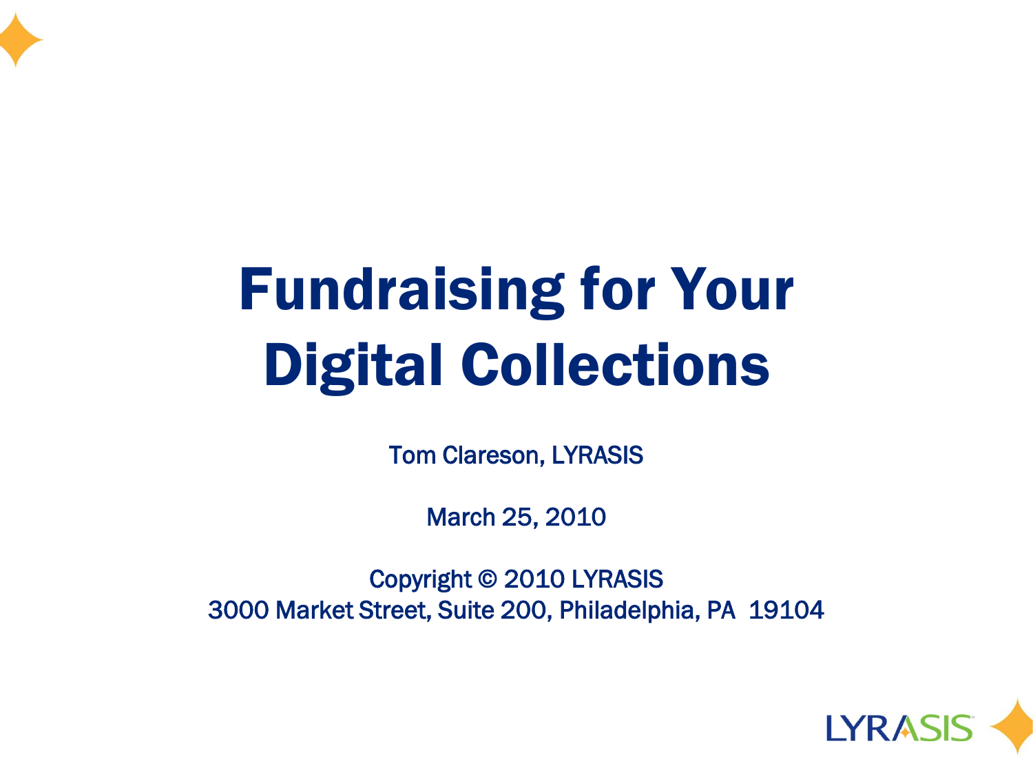# Fundraising for Your Digital Collections

Tom Clareson, LYRASIS

March 25, 2010

Copyright © 2010 LYRASIS
3000 Market Street, Suite 200, Philadelphia, PA 19104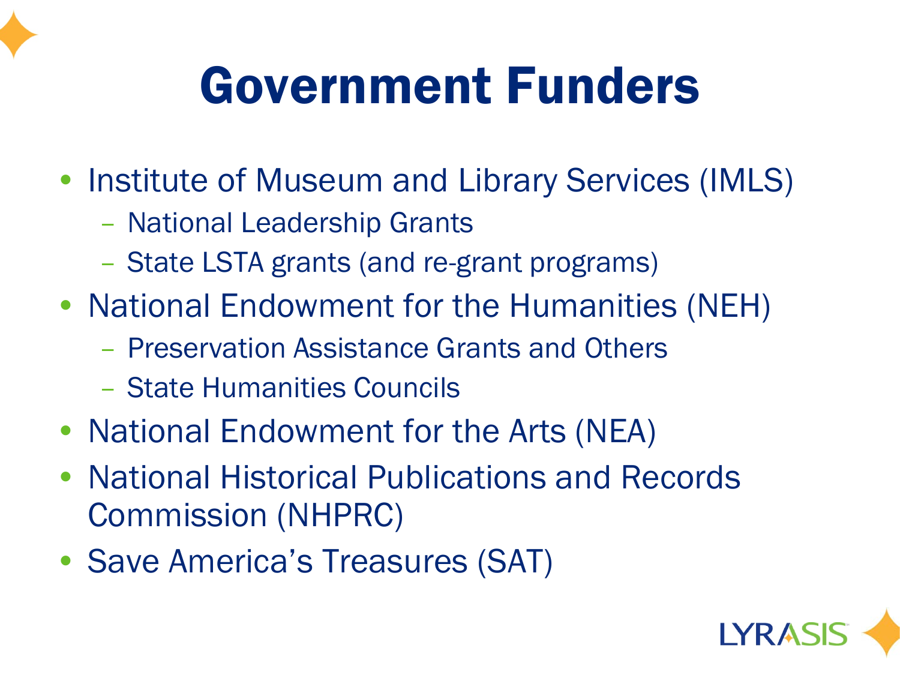# Government Funders

- Institute of Museum and Library Services (IMLS)
  - National Leadership Grants
  - State LSTA grants (and re-grant programs)
- National Endowment for the Humanities (NEH)
  - Preservation Assistance Grants and Others
  - State Humanities Councils
- National Endowment for the Arts (NEA)
- National Historical Publications and Records Commission (NHPRC)
- Save America's Treasures (SAT)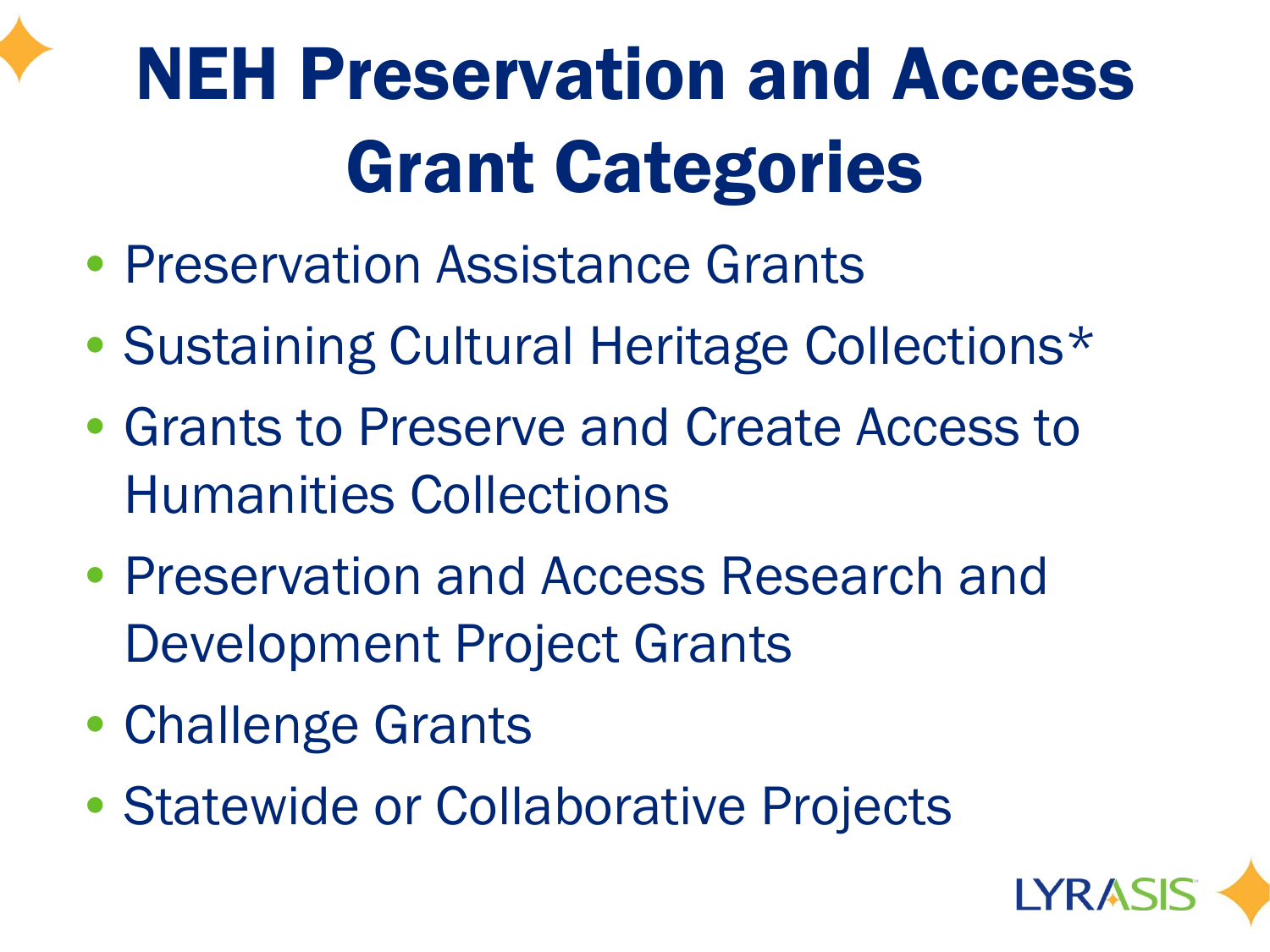# NEH Preservation and Access Grant Categories

- Preservation Assistance Grants
- Sustaining Cultural Heritage Collections*
- Grants to Preserve and Create Access to Humanities Collections
- Preservation and Access Research and Development Project Grants
- Challenge Grants
- Statewide or Collaborative Projects

LYRASIS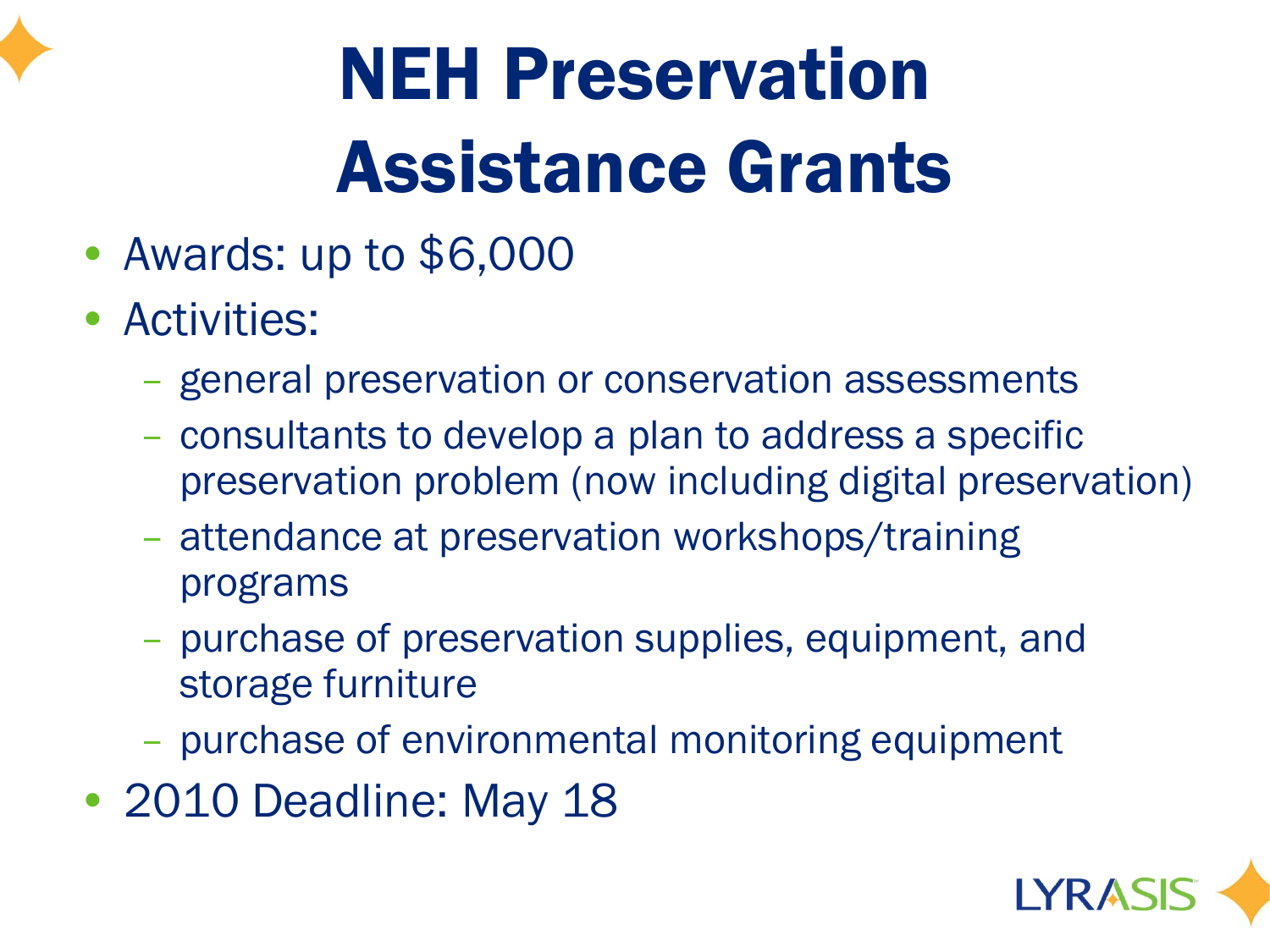# NEH Preservation Assistance Grants

- Awards: up to $6,000
- Activities:
  - general preservation or conservation assessments
  - consultants to develop a plan to address a specific preservation problem (now including digital preservation)
  - attendance at preservation workshops/training programs
  - purchase of preservation supplies, equipment, and storage furniture
  - purchase of environmental monitoring equipment
- 2010 Deadline: May 18

LYRASIS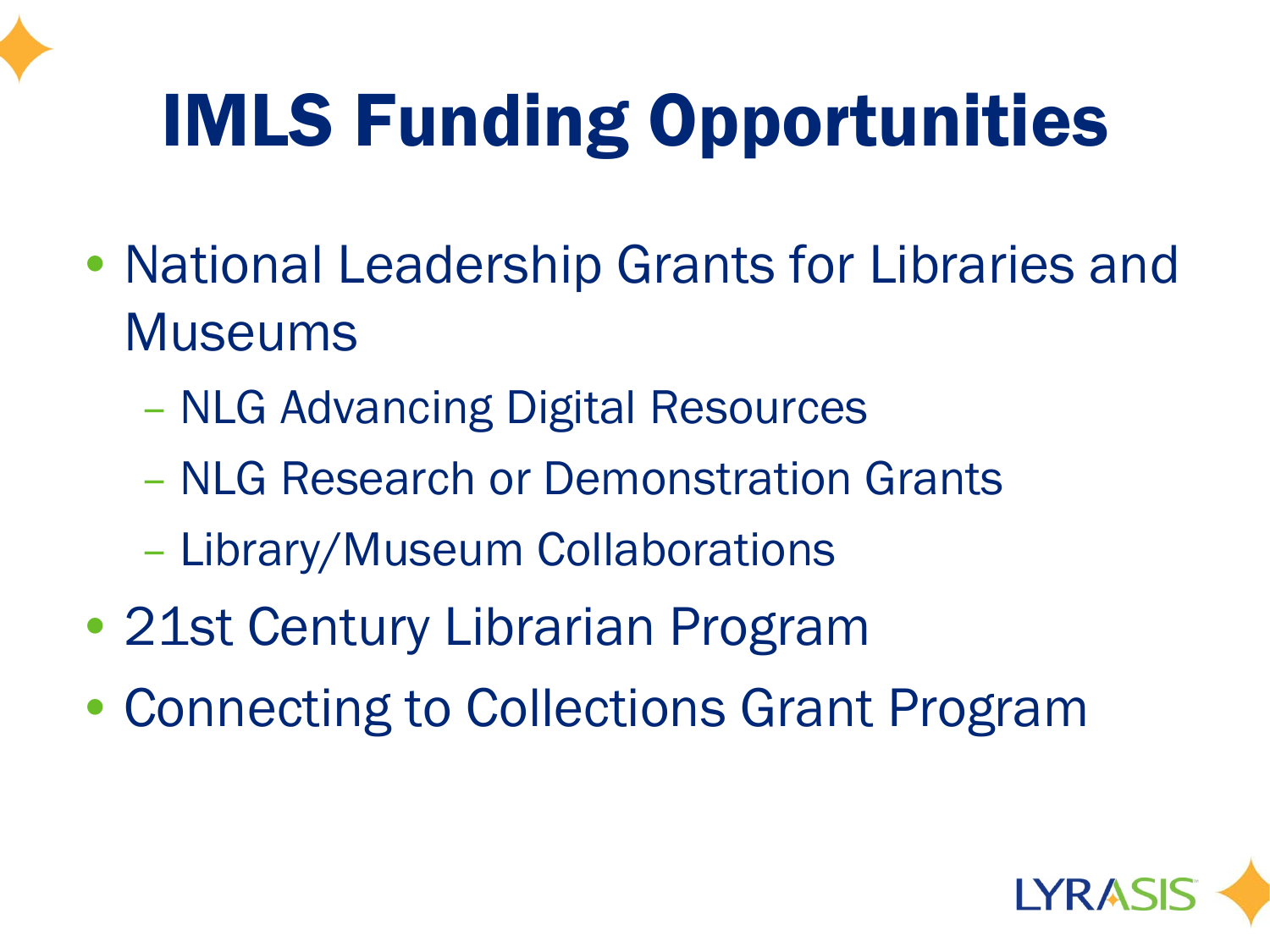# IMLS Funding Opportunities

- National Leadership Grants for Libraries and Museums
  - NLG Advancing Digital Resources
  - NLG Research or Demonstration Grants
  - Library/Museum Collaborations
- 21st Century Librarian Program
- Connecting to Collections Grant Program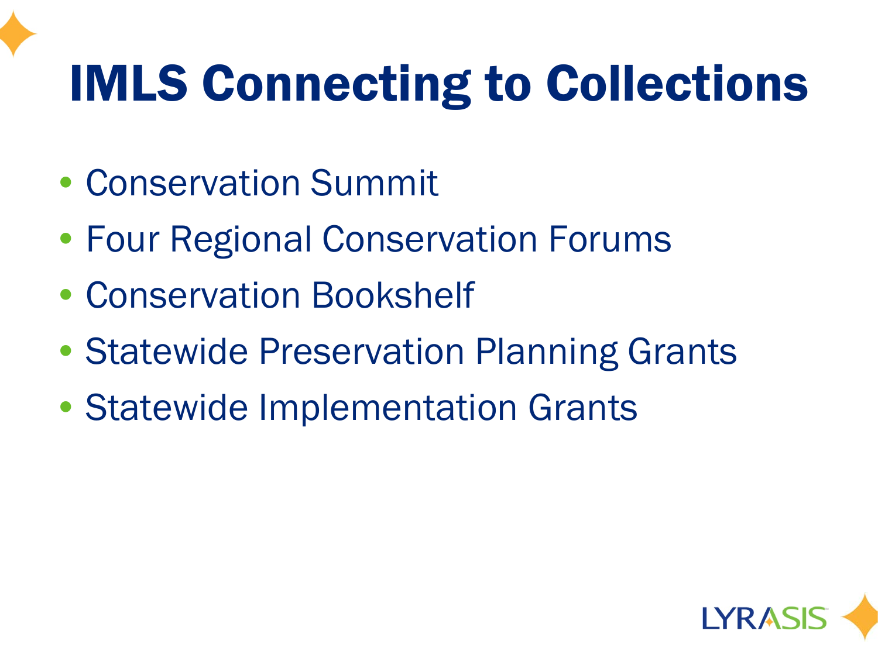# IMLS Connecting to Collections

- Conservation Summit
- Four Regional Conservation Forums
- Conservation Bookshelf
- Statewide Preservation Planning Grants
- Statewide Implementation Grants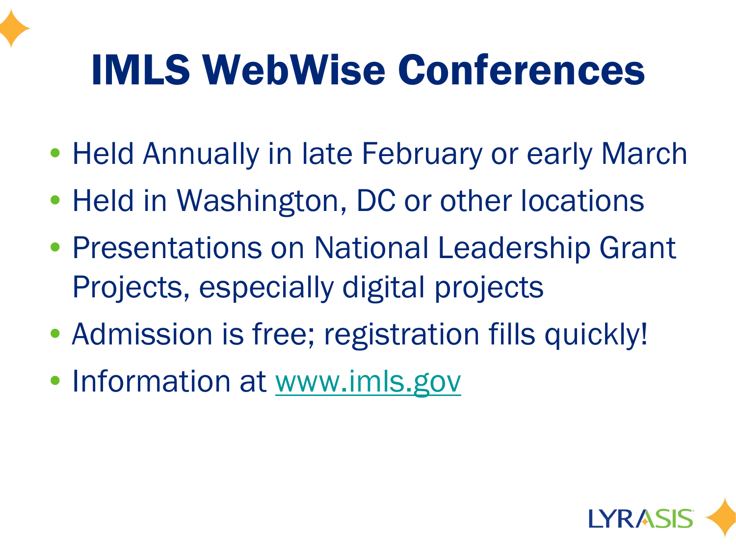# IMLS WebWise Conferences

- Held Annually in late February or early March
- Held in Washington, DC or other locations
- Presentations on National Leadership Grant Projects, especially digital projects
- Admission is free; registration fills quickly!
- Information at www.imls.gov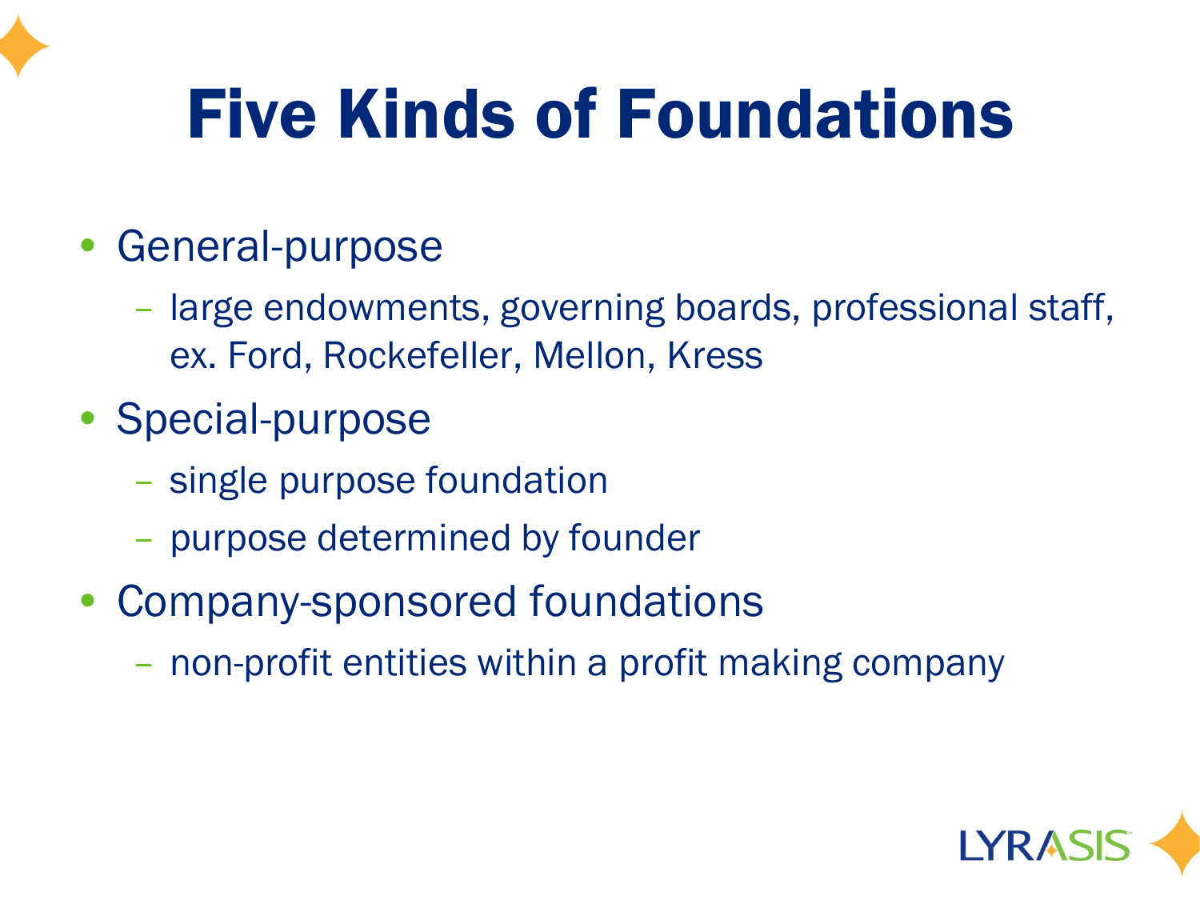# Five Kinds of Foundations

- General-purpose
  - large endowments, governing boards, professional staff, ex. Ford, Rockefeller, Mellon, Kress
- Special-purpose
  - single purpose foundation
  - purpose determined by founder
- Company-sponsored foundations
  - non-profit entities within a profit making company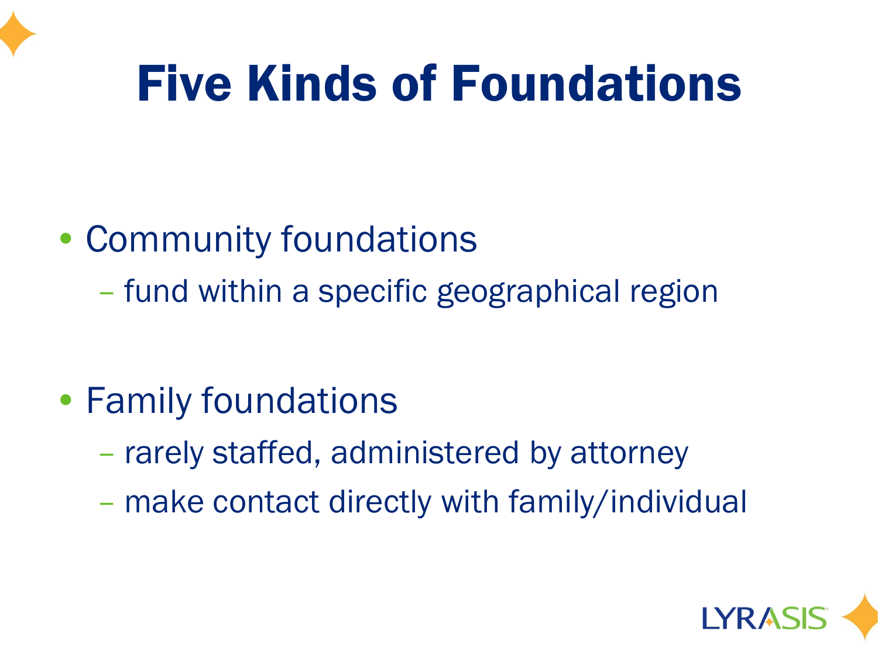# Five Kinds of Foundations

- Community foundations
  - fund within a specific geographical region
- Family foundations
  - rarely staffed, administered by attorney
  - make contact directly with family/individual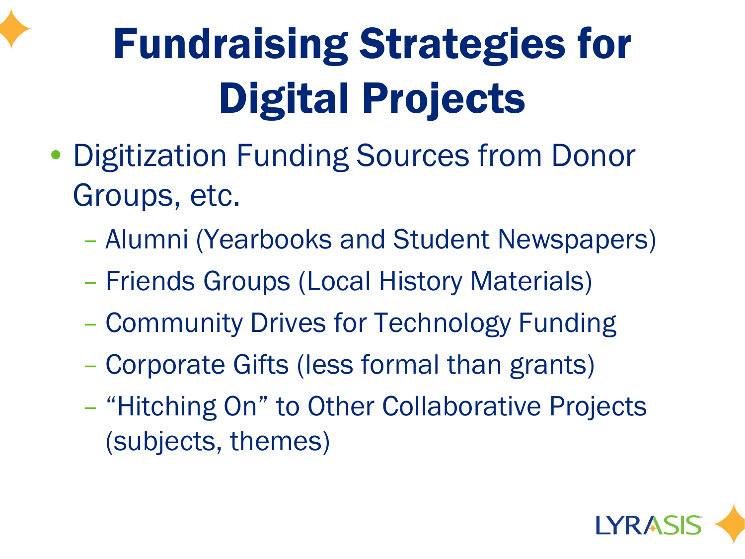# Fundraising Strategies for Digital Projects

- Digitization Funding Sources from Donor Groups, etc.
  - Alumni (Yearbooks and Student Newspapers)
  - Friends Groups (Local History Materials)
  - Community Drives for Technology Funding
  - Corporate Gifts (less formal than grants)
  - “Hitching On” to Other Collaborative Projects (subjects, themes)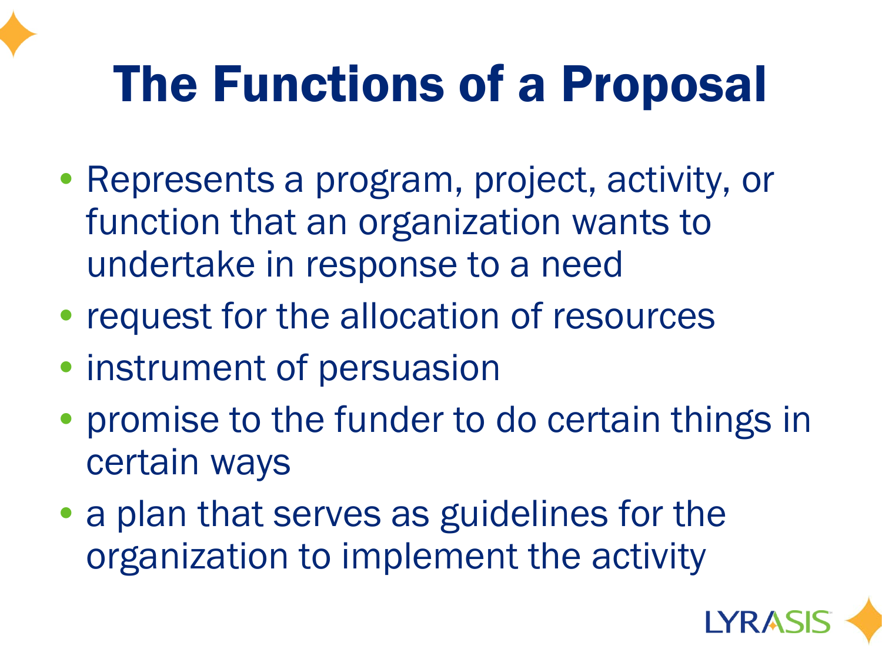# The Functions of a Proposal

- Represents a program, project, activity, or function that an organization wants to undertake in response to a need
- request for the allocation of resources
- instrument of persuasion
- promise to the funder to do certain things in certain ways
- a plan that serves as guidelines for the organization to implement the activity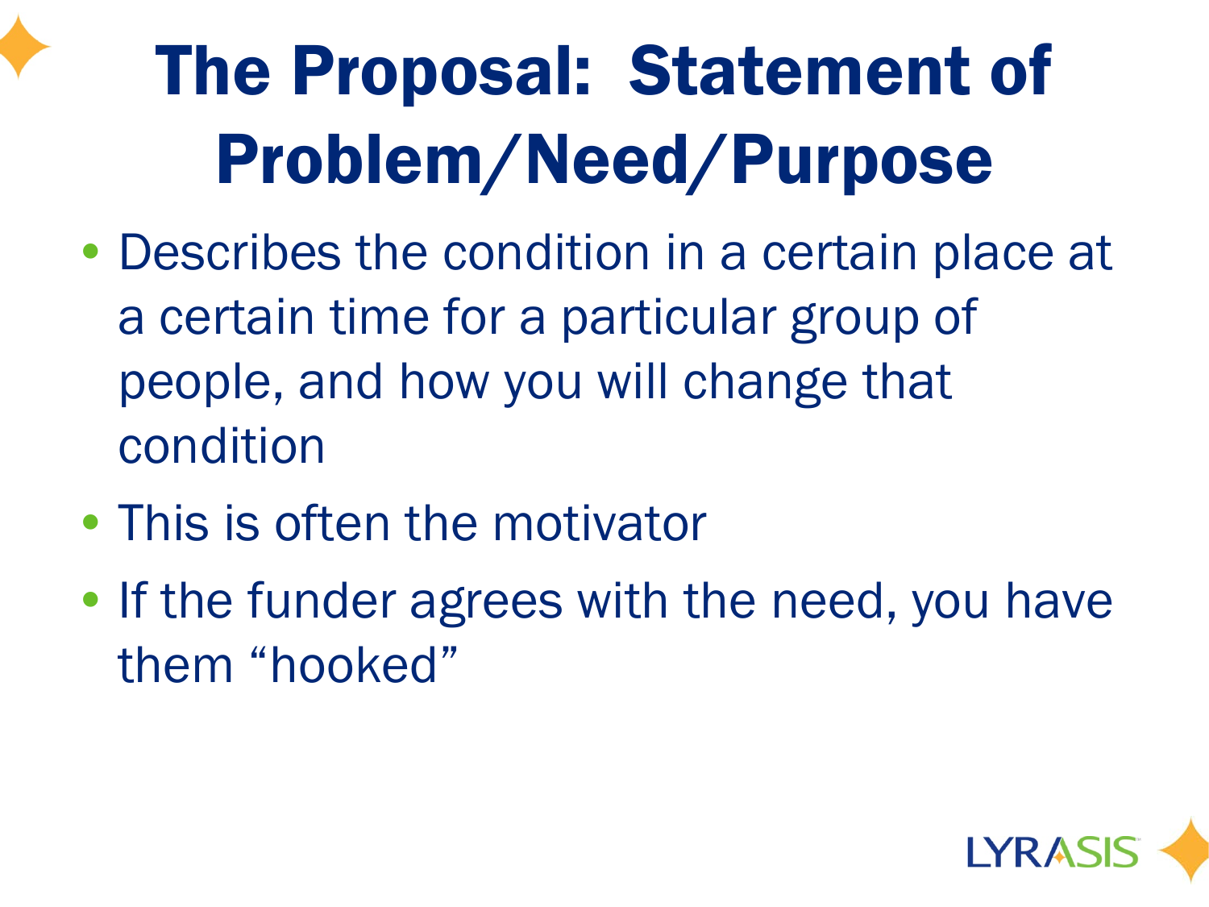# The Proposal: Statement of Problem/Need/Purpose

- Describes the condition in a certain place at a certain time for a particular group of people, and how you will change that condition
- This is often the motivator
- If the funder agrees with the need, you have them "hooked"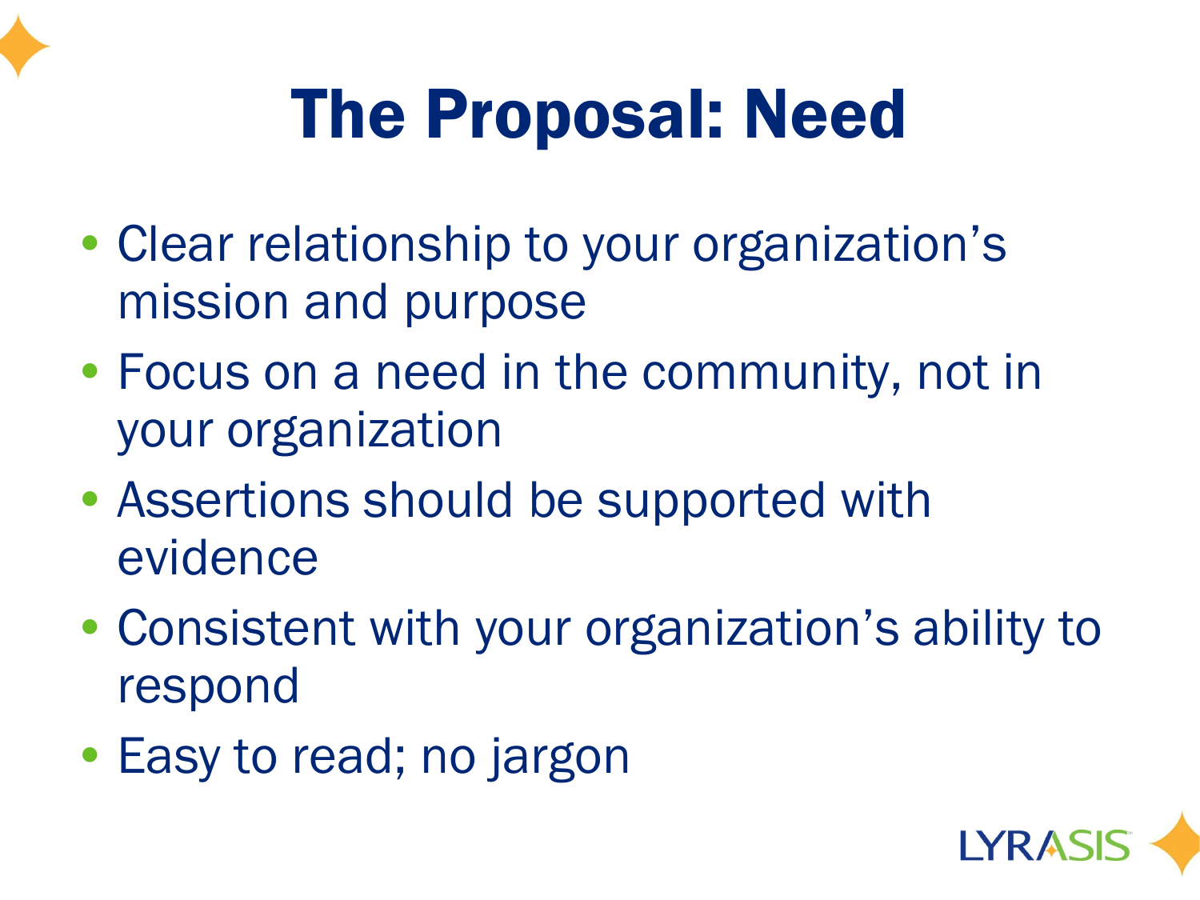# The Proposal: Need

- Clear relationship to your organization's mission and purpose
- Focus on a need in the community, not in your organization
- Assertions should be supported with evidence
- Consistent with your organization's ability to respond
- Easy to read; no jargon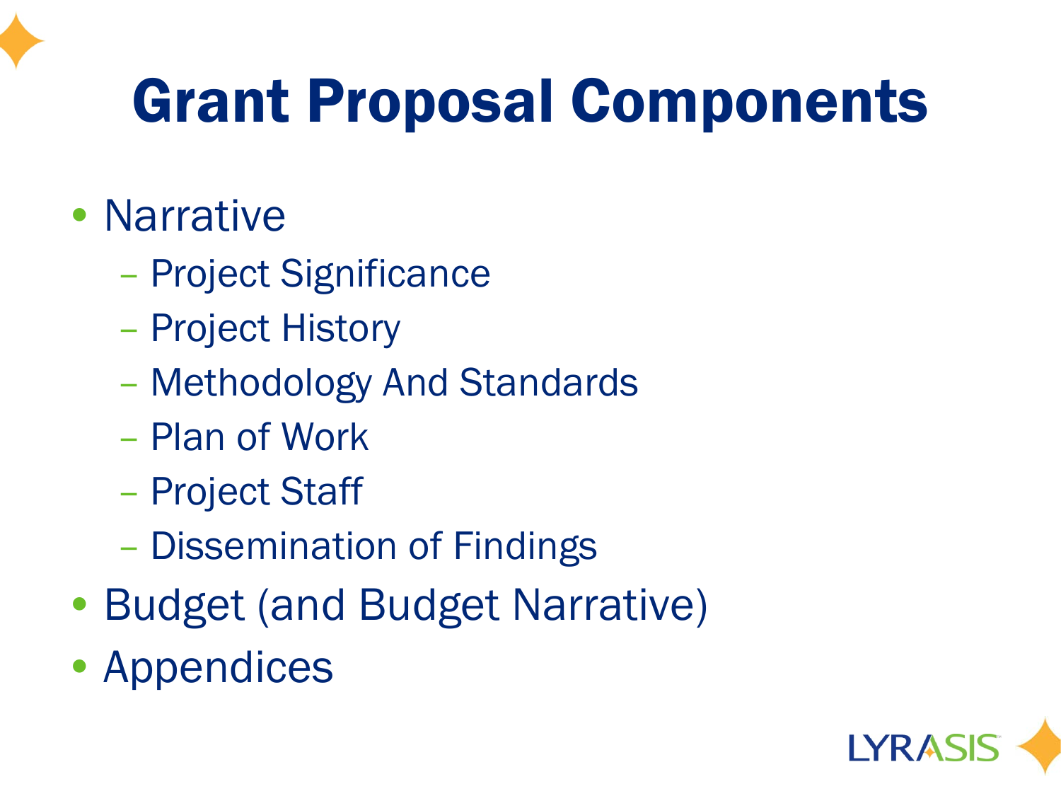# Grant Proposal Components

- Narrative
  - Project Significance
  - Project History
  - Methodology And Standards
  - Plan of Work
  - Project Staff
  - Dissemination of Findings
- Budget (and Budget Narrative)
- Appendices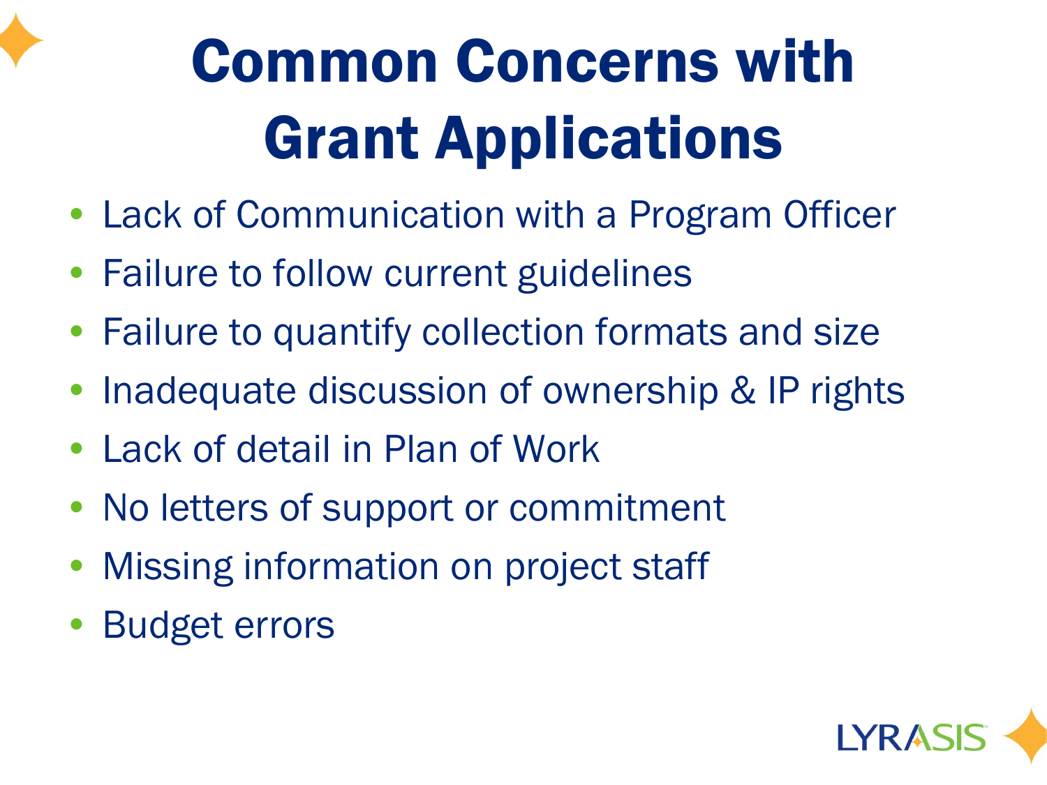# Common Concerns with Grant Applications

- Lack of Communication with a Program Officer
- Failure to follow current guidelines
- Failure to quantify collection formats and size
- Inadequate discussion of ownership & IP rights
- Lack of detail in Plan of Work
- No letters of support or commitment
- Missing information on project staff
- Budget errors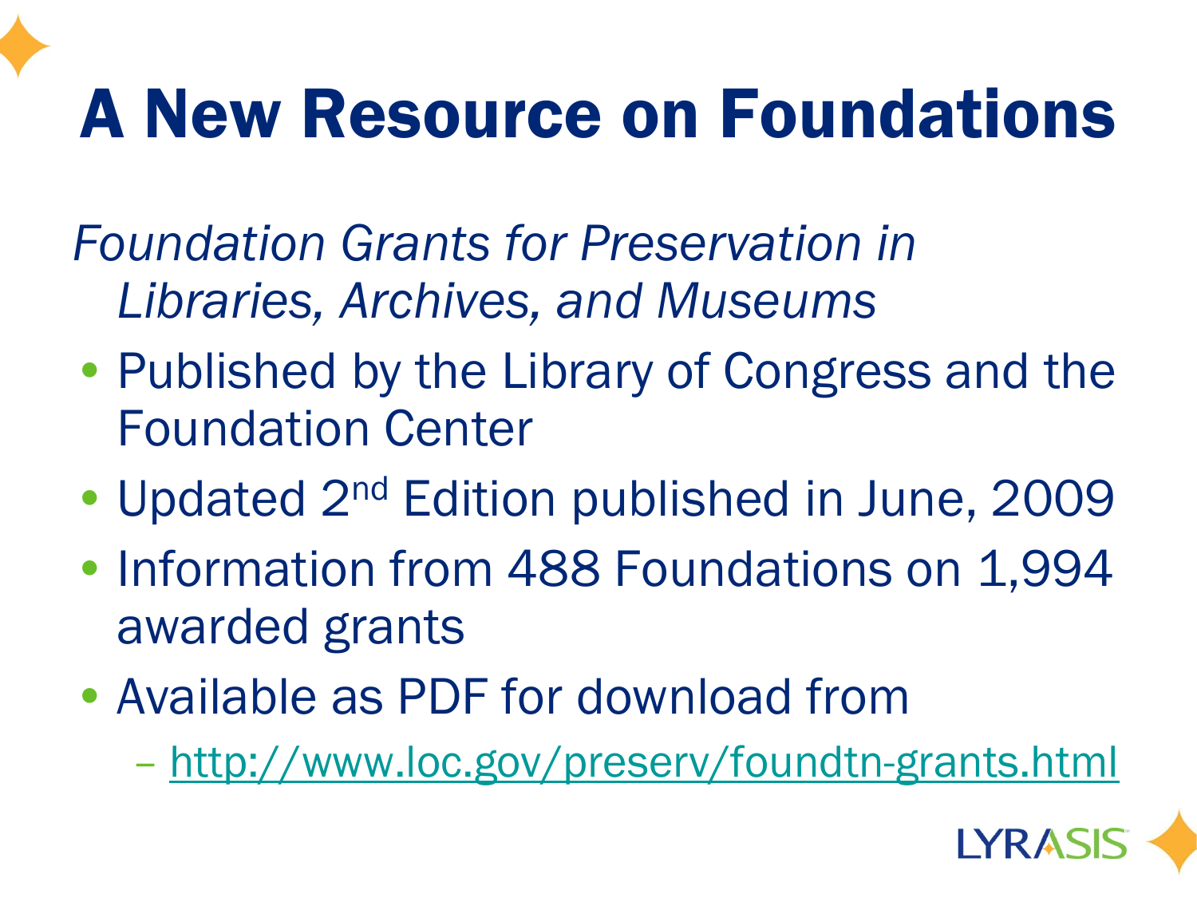# A New Resource on Foundations

*Foundation Grants for Preservation in Libraries, Archives, and Museums*

- Published by the Library of Congress and the Foundation Center
- Updated 2nd Edition published in June, 2009
- Information from 488 Foundations on 1,994 awarded grants
- Available as PDF for download from
  - http://www.loc.gov/preserv/foundtn-grants.html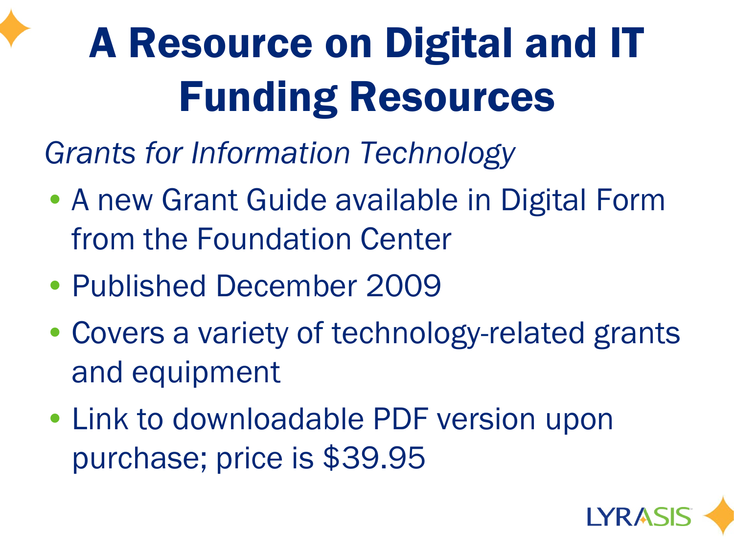# A Resource on Digital and IT Funding Resources

*Grants for Information Technology*

- A new Grant Guide available in Digital Form from the Foundation Center
- Published December 2009
- Covers a variety of technology-related grants and equipment
- Link to downloadable PDF version upon purchase; price is $39.95

LYRASIS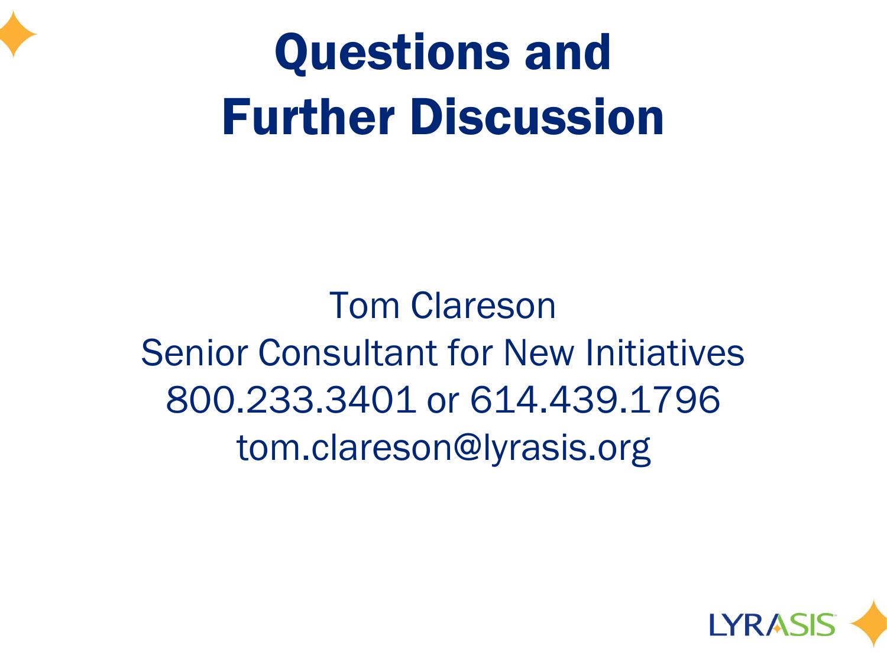# Questions and Further Discussion

Tom Clareson
Senior Consultant for New Initiatives
800.233.3401 or 614.439.1796
tom.clareson@lyrasis.org

LYRASIS